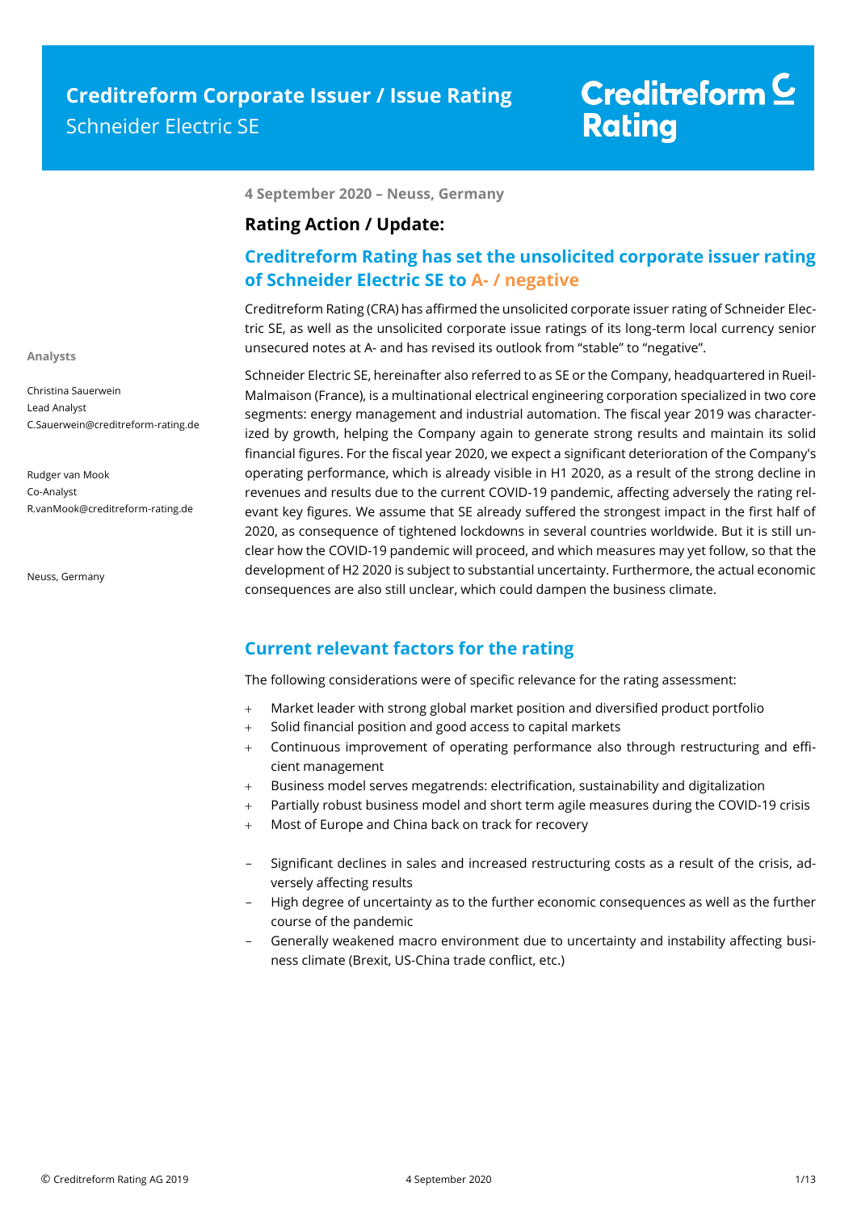# Creditreform Corporate Issuer / Issue Rating

Schneider Electric SE

Creditreform Rating

**Analysts**

Christina Sauerwein
Lead Analyst
C.Sauerwein@creditreform-rating.de

Rudger van Mook
Co-Analyst
R.vanMook@creditreform-rating.de

Neuss, Germany

**4 September 2020 – Neuss, Germany**

## Rating Action / Update:

## Creditreform Rating has set the unsolicited corporate issuer rating of Schneider Electric SE to A- / negative

Creditreform Rating (CRA) has affirmed the unsolicited corporate issuer rating of Schneider Electric SE, as well as the unsolicited corporate issue ratings of its long-term local currency senior unsecured notes at A- and has revised its outlook from "stable" to "negative".

Schneider Electric SE, hereinafter also referred to as SE or the Company, headquartered in Rueil-Malmaison (France), is a multinational electrical engineering corporation specialized in two core segments: energy management and industrial automation. The fiscal year 2019 was characterized by growth, helping the Company again to generate strong results and maintain its solid financial figures. For the fiscal year 2020, we expect a significant deterioration of the Company's operating performance, which is already visible in H1 2020, as a result of the strong decline in revenues and results due to the current COVID-19 pandemic, affecting adversely the rating relevant key figures. We assume that SE already suffered the strongest impact in the first half of 2020, as consequence of tightened lockdowns in several countries worldwide. But it is still unclear how the COVID-19 pandemic will proceed, and which measures may yet follow, so that the development of H2 2020 is subject to substantial uncertainty. Furthermore, the actual economic consequences are also still unclear, which could dampen the business climate.

## Current relevant factors for the rating

The following considerations were of specific relevance for the rating assessment:

+ Market leader with strong global market position and diversified product portfolio
+ Solid financial position and good access to capital markets
+ Continuous improvement of operating performance also through restructuring and efficient management
+ Business model serves megatrends: electrification, sustainability and digitalization
+ Partially robust business model and short term agile measures during the COVID-19 crisis
+ Most of Europe and China back on track for recovery

– Significant declines in sales and increased restructuring costs as a result of the crisis, adversely affecting results
– High degree of uncertainty as to the further economic consequences as well as the further course of the pandemic
– Generally weakened macro environment due to uncertainty and instability affecting business climate (Brexit, US-China trade conflict, etc.)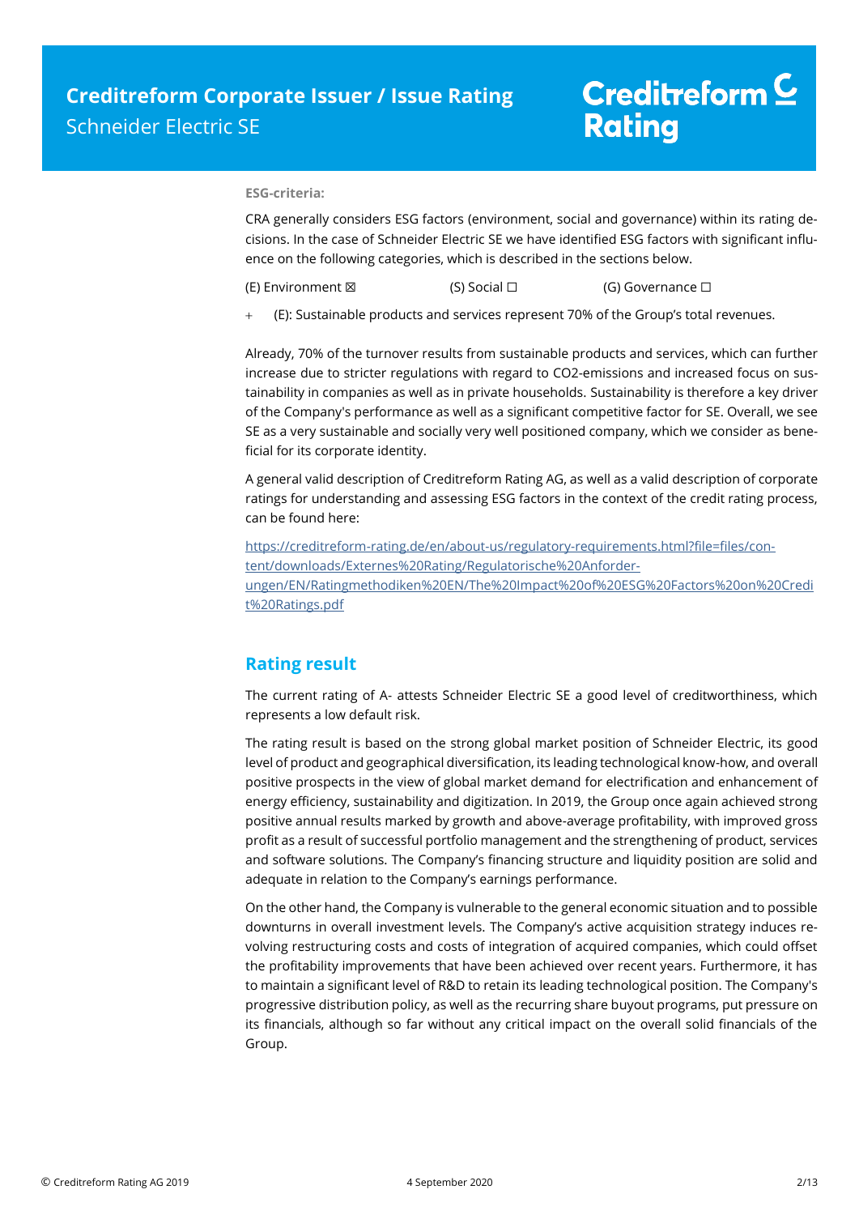**ESG-criteria:**

CRA generally considers ESG factors (environment, social and governance) within its rating decisions. In the case of Schneider Electric SE we have identified ESG factors with significant influence on the following categories, which is described in the sections below.

(E) Environment ☒ (S) Social ☐ (G) Governance ☐

+ (E): Sustainable products and services represent 70% of the Group's total revenues.

Already, 70% of the turnover results from sustainable products and services, which can further increase due to stricter regulations with regard to CO2-emissions and increased focus on sustainability in companies as well as in private households. Sustainability is therefore a key driver of the Company's performance as well as a significant competitive factor for SE. Overall, we see SE as a very sustainable and socially very well positioned company, which we consider as beneficial for its corporate identity.

A general valid description of Creditreform Rating AG, as well as a valid description of corporate ratings for understanding and assessing ESG factors in the context of the credit rating process, can be found here:

https://creditreform-rating.de/en/about-us/regulatory-requirements.html?file=files/content/downloads/Externes%20Rating/Regulatorische%20Anforderungen/EN/Ratingmethodiken%20EN/The%20Impact%20of%20ESG%20Factors%20on%20Credit%20Ratings.pdf

## Rating result

The current rating of A- attests Schneider Electric SE a good level of creditworthiness, which represents a low default risk.

The rating result is based on the strong global market position of Schneider Electric, its good level of product and geographical diversification, its leading technological know-how, and overall positive prospects in the view of global market demand for electrification and enhancement of energy efficiency, sustainability and digitization. In 2019, the Group once again achieved strong positive annual results marked by growth and above-average profitability, with improved gross profit as a result of successful portfolio management and the strengthening of product, services and software solutions. The Company's financing structure and liquidity position are solid and adequate in relation to the Company's earnings performance.

On the other hand, the Company is vulnerable to the general economic situation and to possible downturns in overall investment levels. The Company's active acquisition strategy induces revolving restructuring costs and costs of integration of acquired companies, which could offset the profitability improvements that have been achieved over recent years. Furthermore, it has to maintain a significant level of R&D to retain its leading technological position. The Company's progressive distribution policy, as well as the recurring share buyout programs, put pressure on its financials, although so far without any critical impact on the overall solid financials of the Group.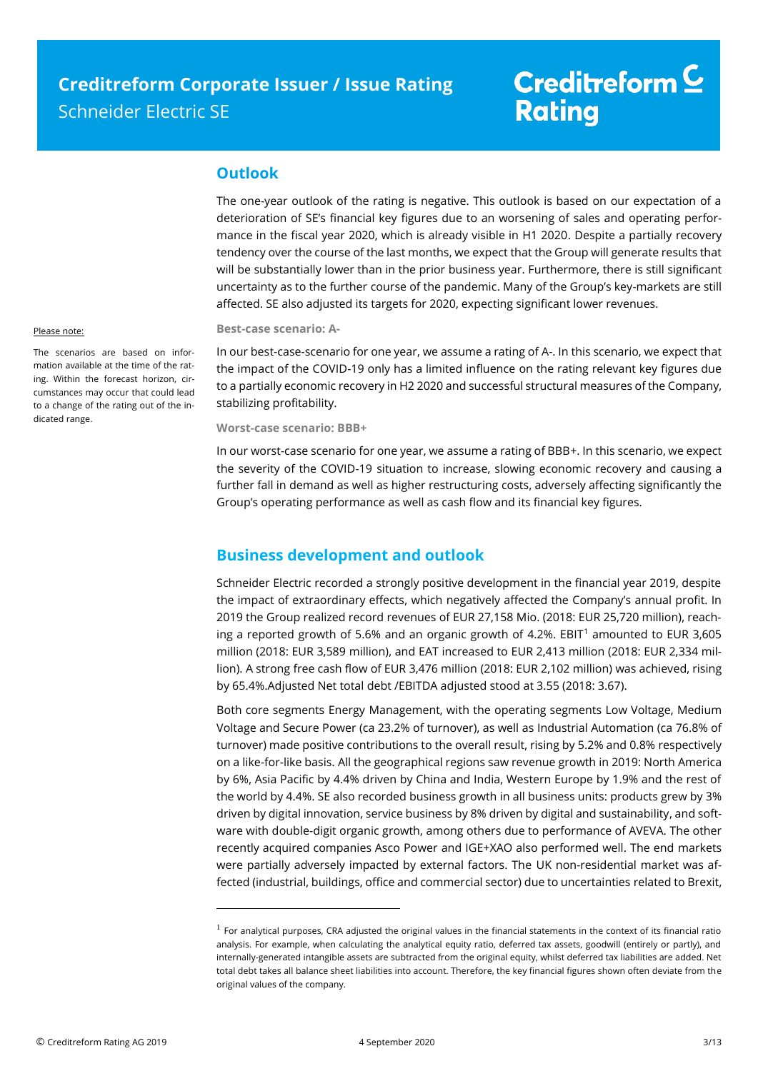## Outlook

The one-year outlook of the rating is negative. This outlook is based on our expectation of a deterioration of SE's financial key figures due to an worsening of sales and operating performance in the fiscal year 2020, which is already visible in H1 2020. Despite a partially recovery tendency over the course of the last months, we expect that the Group will generate results that will be substantially lower than in the prior business year. Furthermore, there is still significant uncertainty as to the further course of the pandemic. Many of the Group's key-markets are still affected. SE also adjusted its targets for 2020, expecting significant lower revenues.

Please note:

The scenarios are based on information available at the time of the rating. Within the forecast horizon, circumstances may occur that could lead to a change of the rating out of the indicated range.

**Best-case scenario: A-**

In our best-case-scenario for one year, we assume a rating of A-. In this scenario, we expect that the impact of the COVID-19 only has a limited influence on the rating relevant key figures due to a partially economic recovery in H2 2020 and successful structural measures of the Company, stabilizing profitability.

**Worst-case scenario: BBB+**

In our worst-case scenario for one year, we assume a rating of BBB+. In this scenario, we expect the severity of the COVID-19 situation to increase, slowing economic recovery and causing a further fall in demand as well as higher restructuring costs, adversely affecting significantly the Group's operating performance as well as cash flow and its financial key figures.

## Business development and outlook

Schneider Electric recorded a strongly positive development in the financial year 2019, despite the impact of extraordinary effects, which negatively affected the Company's annual profit. In 2019 the Group realized record revenues of EUR 27,158 Mio. (2018: EUR 25,720 million), reaching a reported growth of 5.6% and an organic growth of 4.2%. EBIT[1] amounted to EUR 3,605 million (2018: EUR 3,589 million), and EAT increased to EUR 2,413 million (2018: EUR 2,334 million). A strong free cash flow of EUR 3,476 million (2018: EUR 2,102 million) was achieved, rising by 65.4%.Adjusted Net total debt /EBITDA adjusted stood at 3.55 (2018: 3.67).

Both core segments Energy Management, with the operating segments Low Voltage, Medium Voltage and Secure Power (ca 23.2% of turnover), as well as Industrial Automation (ca 76.8% of turnover) made positive contributions to the overall result, rising by 5.2% and 0.8% respectively on a like-for-like basis. All the geographical regions saw revenue growth in 2019: North America by 6%, Asia Pacific by 4.4% driven by China and India, Western Europe by 1.9% and the rest of the world by 4.4%. SE also recorded business growth in all business units: products grew by 3% driven by digital innovation, service business by 8% driven by digital and sustainability, and software with double-digit organic growth, among others due to performance of AVEVA. The other recently acquired companies Asco Power and IGE+XAO also performed well. The end markets were partially adversely impacted by external factors. The UK non-residential market was affected (industrial, buildings, office and commercial sector) due to uncertainties related to Brexit,

[1] For analytical purposes, CRA adjusted the original values in the financial statements in the context of its financial ratio analysis. For example, when calculating the analytical equity ratio, deferred tax assets, goodwill (entirely or partly), and internally-generated intangible assets are subtracted from the original equity, whilst deferred tax liabilities are added. Net total debt takes all balance sheet liabilities into account. Therefore, the key financial figures shown often deviate from the original values of the company.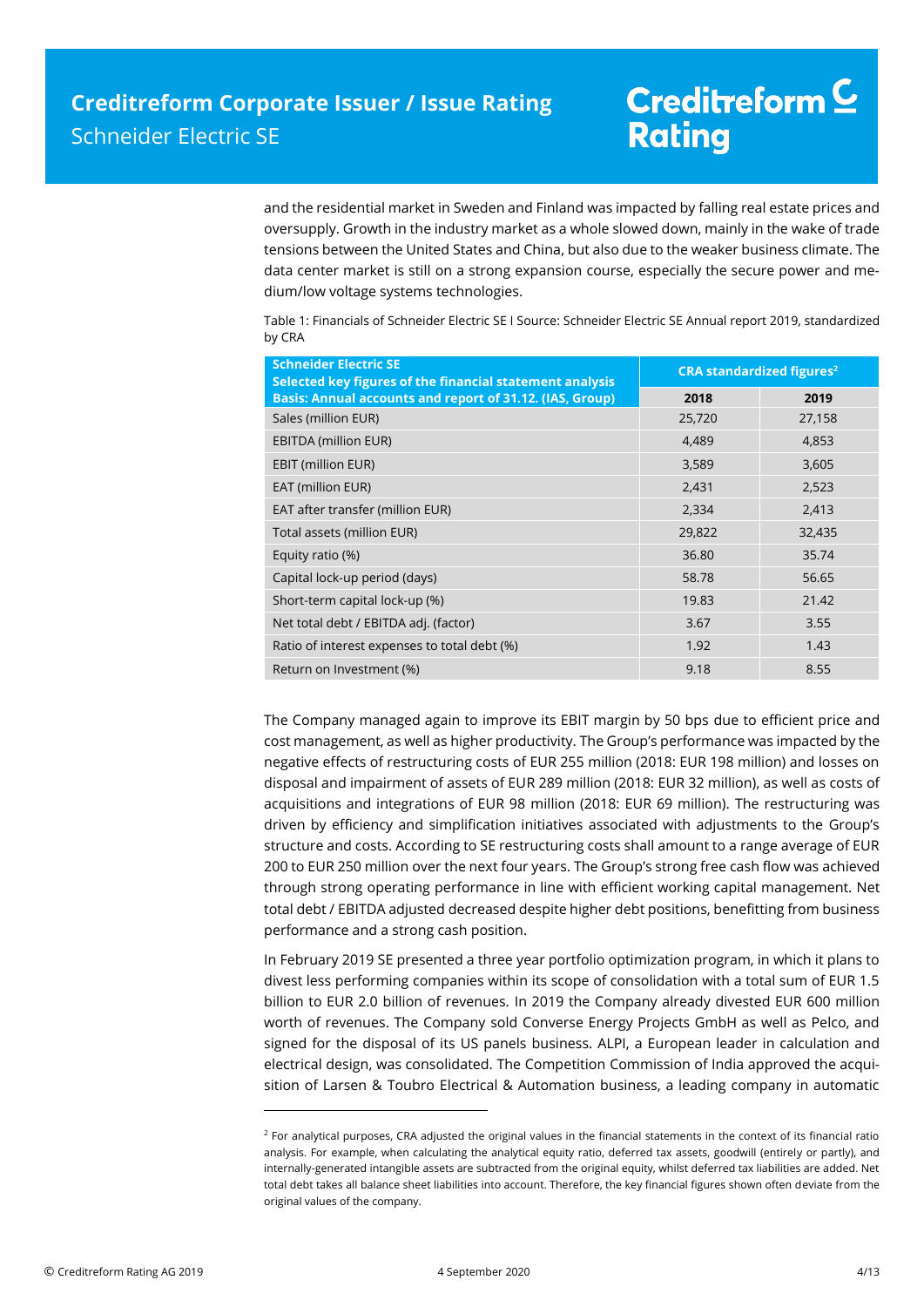and the residential market in Sweden and Finland was impacted by falling real estate prices and oversupply. Growth in the industry market as a whole slowed down, mainly in the wake of trade tensions between the United States and China, but also due to the weaker business climate. The data center market is still on a strong expansion course, especially the secure power and medium/low voltage systems technologies.

Table 1: Financials of Schneider Electric SE I Source: Schneider Electric SE Annual report 2019, standardized by CRA

| Schneider Electric SE<br>Selected key figures of the financial statement analysis<br>Basis: Annual accounts and report of 31.12. (IAS, Group) | CRA standardized figures[2] | |
|---|---|---|
| | 2018 | 2019 |
| Sales (million EUR) | 25,720 | 27,158 |
| EBITDA (million EUR) | 4,489 | 4,853 |
| EBIT (million EUR) | 3,589 | 3,605 |
| EAT (million EUR) | 2,431 | 2,523 |
| EAT after transfer (million EUR) | 2,334 | 2,413 |
| Total assets (million EUR) | 29,822 | 32,435 |
| Equity ratio (%) | 36.80 | 35.74 |
| Capital lock-up period (days) | 58.78 | 56.65 |
| Short-term capital lock-up (%) | 19.83 | 21.42 |
| Net total debt / EBITDA adj. (factor) | 3.67 | 3.55 |
| Ratio of interest expenses to total debt (%) | 1.92 | 1.43 |
| Return on Investment (%) | 9.18 | 8.55 |

The Company managed again to improve its EBIT margin by 50 bps due to efficient price and cost management, as well as higher productivity. The Group's performance was impacted by the negative effects of restructuring costs of EUR 255 million (2018: EUR 198 million) and losses on disposal and impairment of assets of EUR 289 million (2018: EUR 32 million), as well as costs of acquisitions and integrations of EUR 98 million (2018: EUR 69 million). The restructuring was driven by efficiency and simplification initiatives associated with adjustments to the Group's structure and costs. According to SE restructuring costs shall amount to a range average of EUR 200 to EUR 250 million over the next four years. The Group's strong free cash flow was achieved through strong operating performance in line with efficient working capital management. Net total debt / EBITDA adjusted decreased despite higher debt positions, benefitting from business performance and a strong cash position.

In February 2019 SE presented a three year portfolio optimization program, in which it plans to divest less performing companies within its scope of consolidation with a total sum of EUR 1.5 billion to EUR 2.0 billion of revenues. In 2019 the Company already divested EUR 600 million worth of revenues. The Company sold Converse Energy Projects GmbH as well as Pelco, and signed for the disposal of its US panels business. ALPI, a European leader in calculation and electrical design, was consolidated. The Competition Commission of India approved the acquisition of Larsen & Toubro Electrical & Automation business, a leading company in automatic

[2] For analytical purposes, CRA adjusted the original values in the financial statements in the context of its financial ratio analysis. For example, when calculating the analytical equity ratio, deferred tax assets, goodwill (entirely or partly), and internally-generated intangible assets are subtracted from the original equity, whilst deferred tax liabilities are added. Net total debt takes all balance sheet liabilities into account. Therefore, the key financial figures shown often deviate from the original values of the company.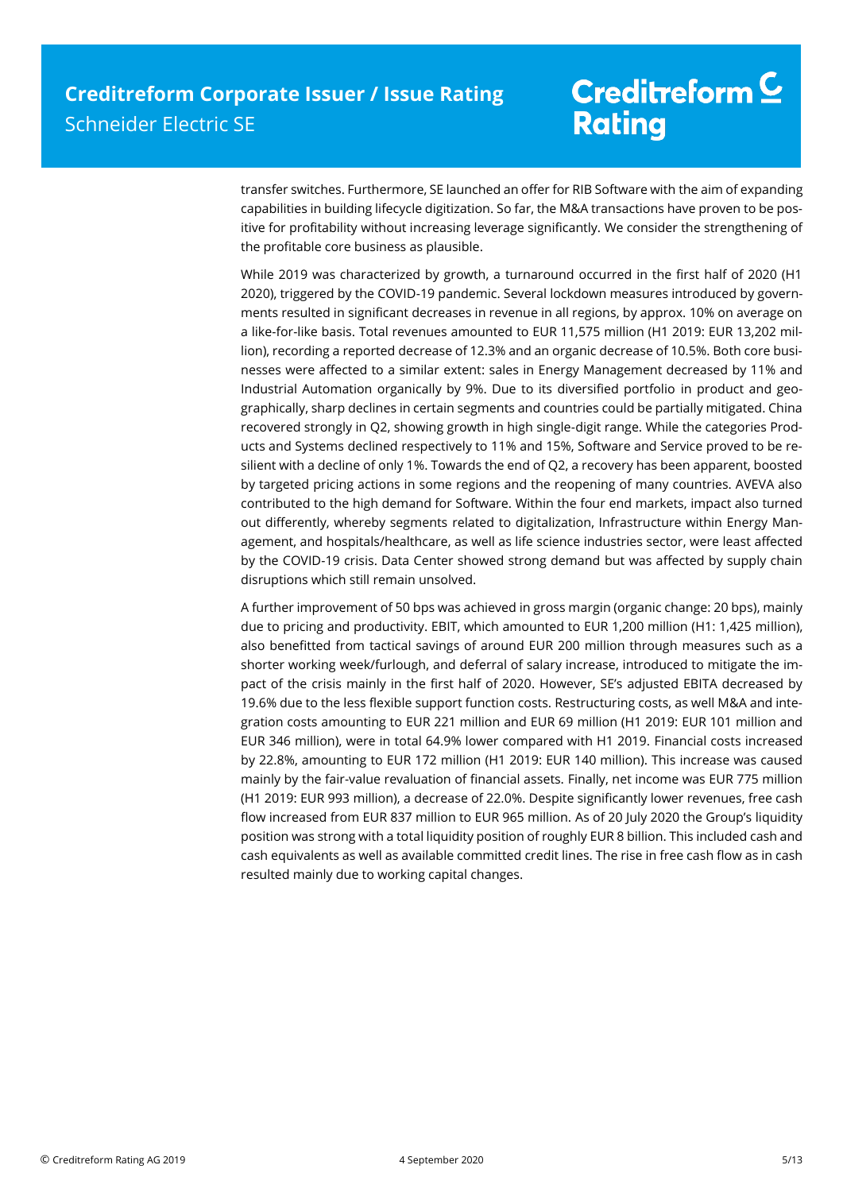transfer switches. Furthermore, SE launched an offer for RIB Software with the aim of expanding capabilities in building lifecycle digitization. So far, the M&A transactions have proven to be positive for profitability without increasing leverage significantly. We consider the strengthening of the profitable core business as plausible.

While 2019 was characterized by growth, a turnaround occurred in the first half of 2020 (H1 2020), triggered by the COVID-19 pandemic. Several lockdown measures introduced by governments resulted in significant decreases in revenue in all regions, by approx. 10% on average on a like-for-like basis. Total revenues amounted to EUR 11,575 million (H1 2019: EUR 13,202 million), recording a reported decrease of 12.3% and an organic decrease of 10.5%. Both core businesses were affected to a similar extent: sales in Energy Management decreased by 11% and Industrial Automation organically by 9%. Due to its diversified portfolio in product and geographically, sharp declines in certain segments and countries could be partially mitigated. China recovered strongly in Q2, showing growth in high single-digit range. While the categories Products and Systems declined respectively to 11% and 15%, Software and Service proved to be resilient with a decline of only 1%. Towards the end of Q2, a recovery has been apparent, boosted by targeted pricing actions in some regions and the reopening of many countries. AVEVA also contributed to the high demand for Software. Within the four end markets, impact also turned out differently, whereby segments related to digitalization, Infrastructure within Energy Management, and hospitals/healthcare, as well as life science industries sector, were least affected by the COVID-19 crisis. Data Center showed strong demand but was affected by supply chain disruptions which still remain unsolved.

A further improvement of 50 bps was achieved in gross margin (organic change: 20 bps), mainly due to pricing and productivity. EBIT, which amounted to EUR 1,200 million (H1: 1,425 million), also benefitted from tactical savings of around EUR 200 million through measures such as a shorter working week/furlough, and deferral of salary increase, introduced to mitigate the impact of the crisis mainly in the first half of 2020. However, SE's adjusted EBITA decreased by 19.6% due to the less flexible support function costs. Restructuring costs, as well M&A and integration costs amounting to EUR 221 million and EUR 69 million (H1 2019: EUR 101 million and EUR 346 million), were in total 64.9% lower compared with H1 2019. Financial costs increased by 22.8%, amounting to EUR 172 million (H1 2019: EUR 140 million). This increase was caused mainly by the fair-value revaluation of financial assets. Finally, net income was EUR 775 million (H1 2019: EUR 993 million), a decrease of 22.0%. Despite significantly lower revenues, free cash flow increased from EUR 837 million to EUR 965 million. As of 20 July 2020 the Group's liquidity position was strong with a total liquidity position of roughly EUR 8 billion. This included cash and cash equivalents as well as available committed credit lines. The rise in free cash flow as in cash resulted mainly due to working capital changes.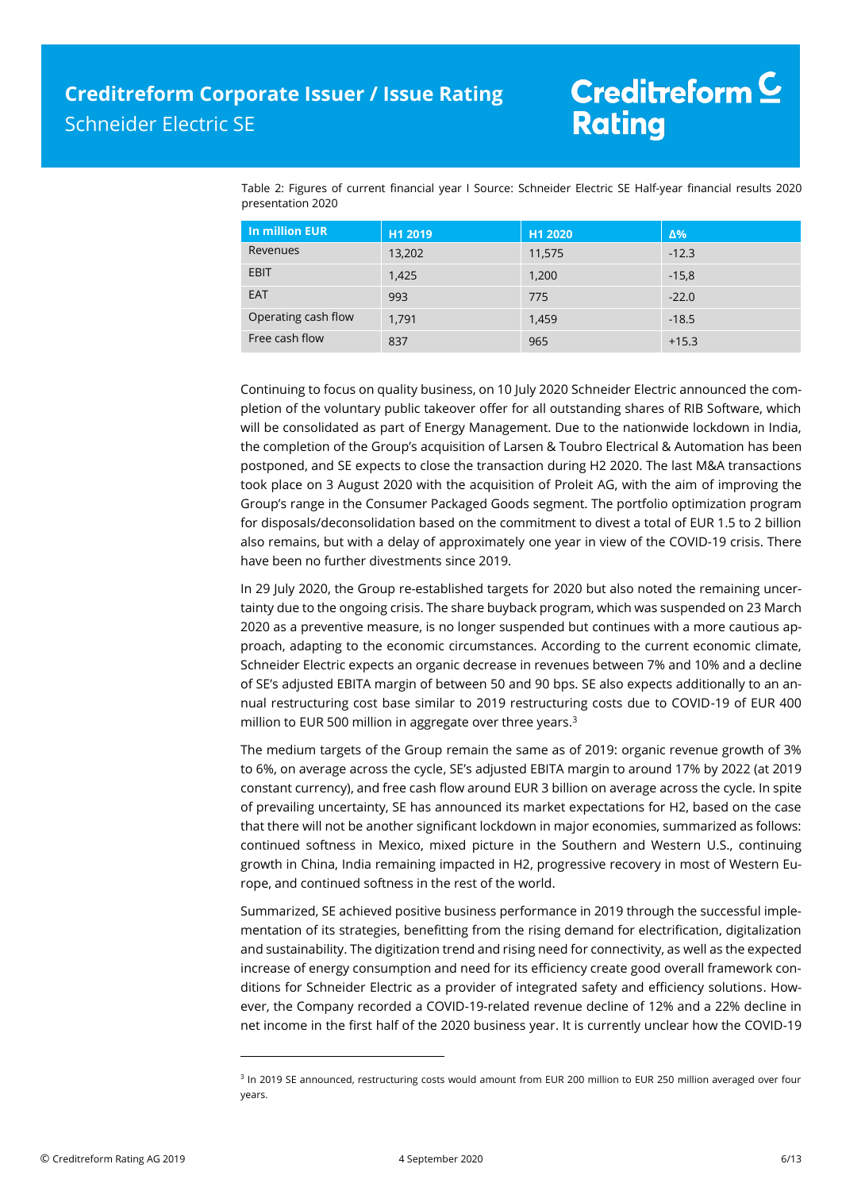Table 2: Figures of current financial year I Source: Schneider Electric SE Half-year financial results 2020 presentation 2020

| In million EUR | H1 2019 | H1 2020 | Δ% |
|---|---|---|---|
| Revenues | 13,202 | 11,575 | -12.3 |
| EBIT | 1,425 | 1,200 | -15,8 |
| EAT | 993 | 775 | -22.0 |
| Operating cash flow | 1,791 | 1,459 | -18.5 |
| Free cash flow | 837 | 965 | +15.3 |

Continuing to focus on quality business, on 10 July 2020 Schneider Electric announced the completion of the voluntary public takeover offer for all outstanding shares of RIB Software, which will be consolidated as part of Energy Management. Due to the nationwide lockdown in India, the completion of the Group's acquisition of Larsen & Toubro Electrical & Automation has been postponed, and SE expects to close the transaction during H2 2020. The last M&A transactions took place on 3 August 2020 with the acquisition of Proleit AG, with the aim of improving the Group's range in the Consumer Packaged Goods segment. The portfolio optimization program for disposals/deconsolidation based on the commitment to divest a total of EUR 1.5 to 2 billion also remains, but with a delay of approximately one year in view of the COVID-19 crisis. There have been no further divestments since 2019.

In 29 July 2020, the Group re-established targets for 2020 but also noted the remaining uncertainty due to the ongoing crisis. The share buyback program, which was suspended on 23 March 2020 as a preventive measure, is no longer suspended but continues with a more cautious approach, adapting to the economic circumstances. According to the current economic climate, Schneider Electric expects an organic decrease in revenues between 7% and 10% and a decline of SE's adjusted EBITA margin of between 50 and 90 bps. SE also expects additionally to an annual restructuring cost base similar to 2019 restructuring costs due to COVID-19 of EUR 400 million to EUR 500 million in aggregate over three years.[3]

The medium targets of the Group remain the same as of 2019: organic revenue growth of 3% to 6%, on average across the cycle, SE's adjusted EBITA margin to around 17% by 2022 (at 2019 constant currency), and free cash flow around EUR 3 billion on average across the cycle. In spite of prevailing uncertainty, SE has announced its market expectations for H2, based on the case that there will not be another significant lockdown in major economies, summarized as follows: continued softness in Mexico, mixed picture in the Southern and Western U.S., continuing growth in China, India remaining impacted in H2, progressive recovery in most of Western Europe, and continued softness in the rest of the world.

Summarized, SE achieved positive business performance in 2019 through the successful implementation of its strategies, benefitting from the rising demand for electrification, digitalization and sustainability. The digitization trend and rising need for connectivity, as well as the expected increase of energy consumption and need for its efficiency create good overall framework conditions for Schneider Electric as a provider of integrated safety and efficiency solutions. However, the Company recorded a COVID-19-related revenue decline of 12% and a 22% decline in net income in the first half of the 2020 business year. It is currently unclear how the COVID-19

[3] In 2019 SE announced, restructuring costs would amount from EUR 200 million to EUR 250 million averaged over four years.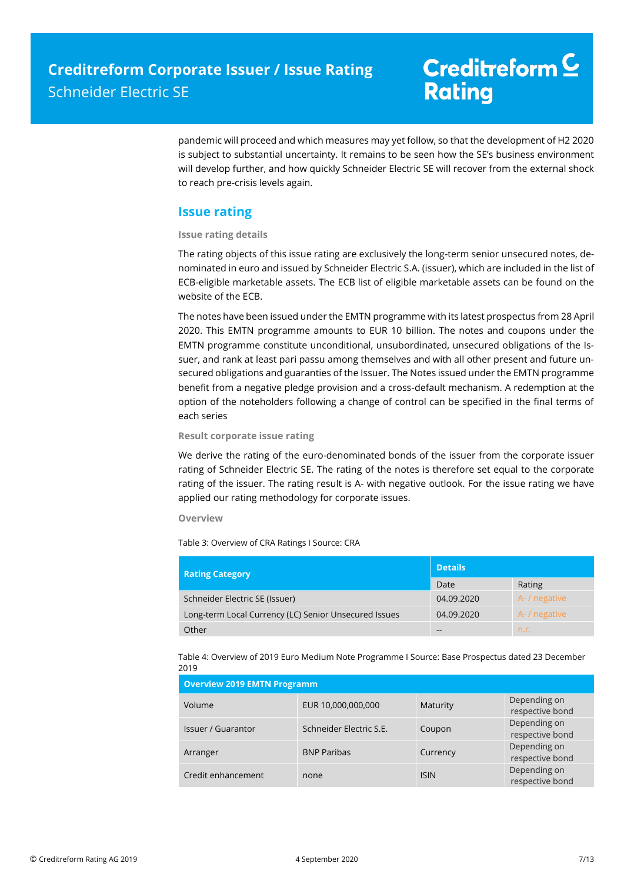pandemic will proceed and which measures may yet follow, so that the development of H2 2020 is subject to substantial uncertainty. It remains to be seen how the SE's business environment will develop further, and how quickly Schneider Electric SE will recover from the external shock to reach pre-crisis levels again.

## Issue rating

### Issue rating details

The rating objects of this issue rating are exclusively the long-term senior unsecured notes, denominated in euro and issued by Schneider Electric S.A. (issuer), which are included in the list of ECB-eligible marketable assets. The ECB list of eligible marketable assets can be found on the website of the ECB.

The notes have been issued under the EMTN programme with its latest prospectus from 28 April 2020. This EMTN programme amounts to EUR 10 billion. The notes and coupons under the EMTN programme constitute unconditional, unsubordinated, unsecured obligations of the Issuer, and rank at least pari passu among themselves and with all other present and future unsecured obligations and guaranties of the Issuer. The Notes issued under the EMTN programme benefit from a negative pledge provision and a cross-default mechanism. A redemption at the option of the noteholders following a change of control can be specified in the final terms of each series

### Result corporate issue rating

We derive the rating of the euro-denominated bonds of the issuer from the corporate issuer rating of Schneider Electric SE. The rating of the notes is therefore set equal to the corporate rating of the issuer. The rating result is A- with negative outlook. For the issue rating we have applied our rating methodology for corporate issues.

### Overview

Table 3: Overview of CRA Ratings I Source: CRA

| Rating Category | Details | |
|---|---|---|
| | Date | Rating |
| Schneider Electric SE (Issuer) | 04.09.2020 | A- / negative |
| Long-term Local Currency (LC) Senior Unsecured Issues | 04.09.2020 | A- / negative |
| Other | -- | n.r. |

Table 4: Overview of 2019 Euro Medium Note Programme I Source: Base Prospectus dated 23 December 2019

| Overview 2019 EMTN Programm | | | |
|---|---|---|---|
| Volume | EUR 10,000,000,000 | Maturity | Depending on respective bond |
| Issuer / Guarantor | Schneider Electric S.E. | Coupon | Depending on respective bond |
| Arranger | BNP Paribas | Currency | Depending on respective bond |
| Credit enhancement | none | ISIN | Depending on respective bond |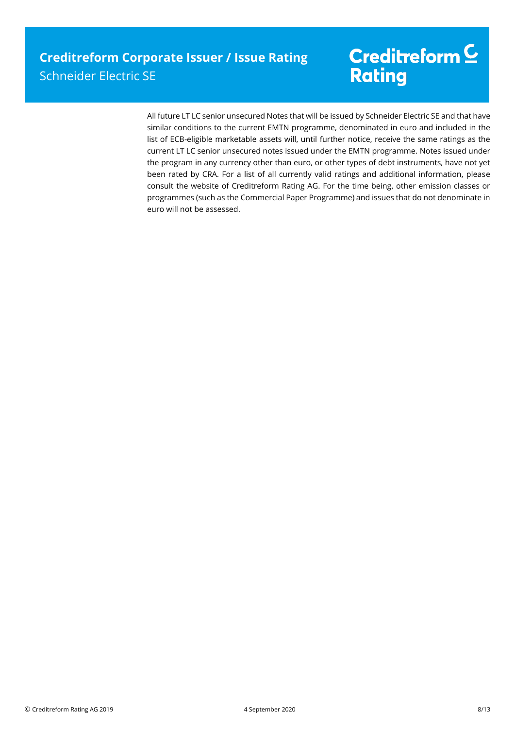All future LT LC senior unsecured Notes that will be issued by Schneider Electric SE and that have similar conditions to the current EMTN programme, denominated in euro and included in the list of ECB-eligible marketable assets will, until further notice, receive the same ratings as the current LT LC senior unsecured notes issued under the EMTN programme. Notes issued under the program in any currency other than euro, or other types of debt instruments, have not yet been rated by CRA. For a list of all currently valid ratings and additional information, please consult the website of Creditreform Rating AG. For the time being, other emission classes or programmes (such as the Commercial Paper Programme) and issues that do not denominate in euro will not be assessed.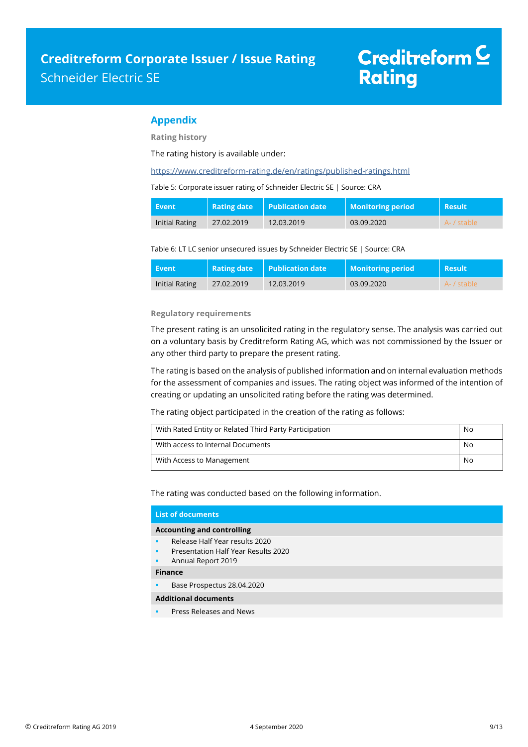## Appendix

### Rating history

The rating history is available under:

https://www.creditreform-rating.de/en/ratings/published-ratings.html

Table 5: Corporate issuer rating of Schneider Electric SE | Source: CRA

| Event | Rating date | Publication date | Monitoring period | Result |
|---|---|---|---|---|
| Initial Rating | 27.02.2019 | 12.03.2019 | 03.09.2020 | A- / stable |

Table 6: LT LC senior unsecured issues by Schneider Electric SE | Source: CRA

| Event | Rating date | Publication date | Monitoring period | Result |
|---|---|---|---|---|
| Initial Rating | 27.02.2019 | 12.03.2019 | 03.09.2020 | A- / stable |

### Regulatory requirements

The present rating is an unsolicited rating in the regulatory sense. The analysis was carried out on a voluntary basis by Creditreform Rating AG, which was not commissioned by the Issuer or any other third party to prepare the present rating.

The rating is based on the analysis of published information and on internal evaluation methods for the assessment of companies and issues. The rating object was informed of the intention of creating or updating an unsolicited rating before the rating was determined.

The rating object participated in the creation of the rating as follows:

| | |
|---|---|
| With Rated Entity or Related Third Party Participation | No |
| With access to Internal Documents | No |
| With Access to Management | No |

The rating was conducted based on the following information.

**List of documents**

**Accounting and controlling**

- Release Half Year results 2020
- Presentation Half Year Results 2020
- Annual Report 2019

**Finance**

- Base Prospectus 28.04.2020

**Additional documents**

- Press Releases and News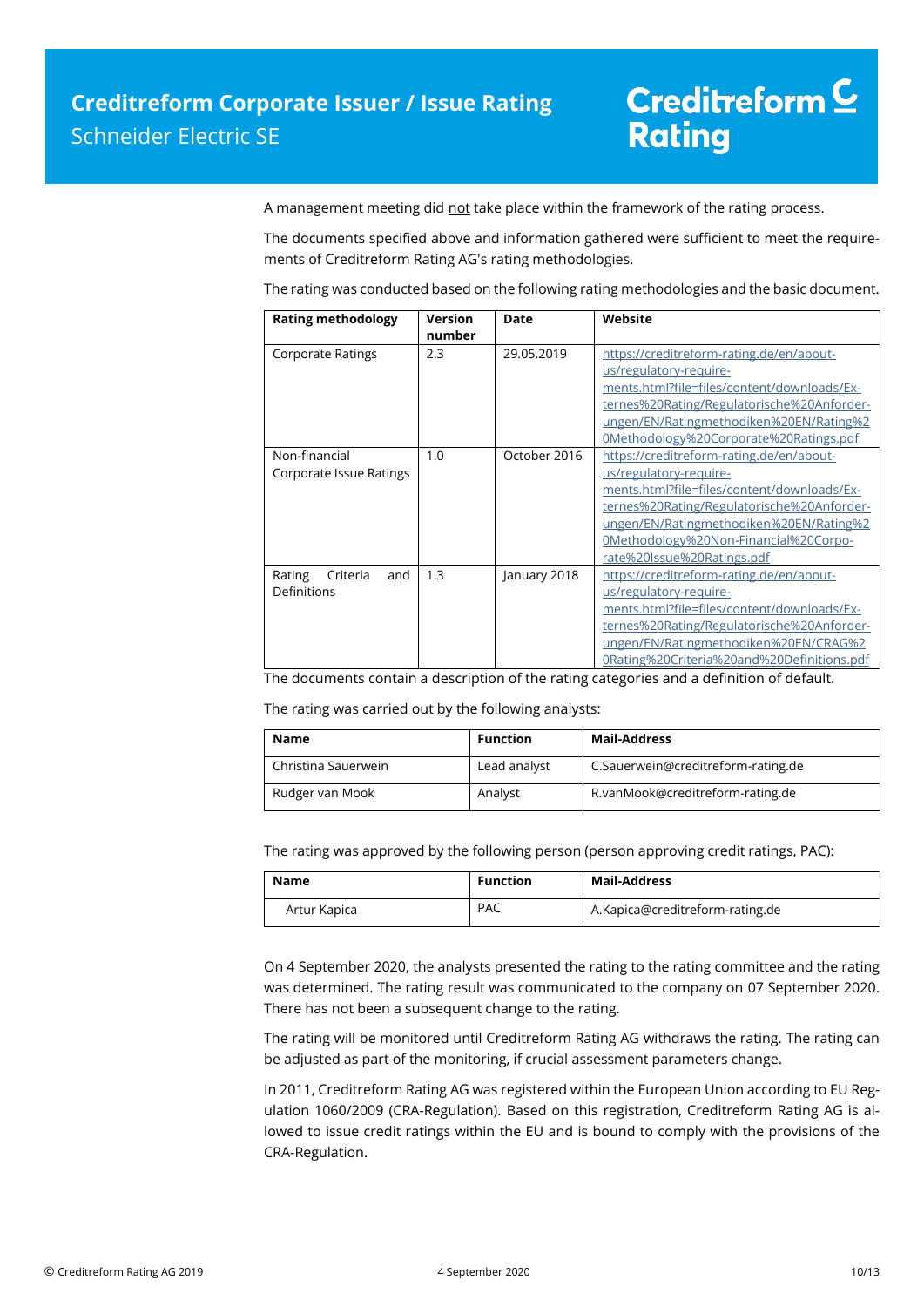A management meeting did not take place within the framework of the rating process.

The documents specified above and information gathered were sufficient to meet the requirements of Creditreform Rating AG's rating methodologies.

The rating was conducted based on the following rating methodologies and the basic document.

| Rating methodology | Version number | Date | Website |
|---|---|---|---|
| Corporate Ratings | 2.3 | 29.05.2019 | https://creditreform-rating.de/en/about-us/regulatory-requirements.html?file=files/content/downloads/Externes%20Rating/Regulatorische%20Anforderungen/EN/Ratingmethodiken%20EN/Rating%20Methodology%20Corporate%20Ratings.pdf |
| Non-financial Corporate Issue Ratings | 1.0 | October 2016 | https://creditreform-rating.de/en/about-us/regulatory-requirements.html?file=files/content/downloads/Externes%20Rating/Regulatorische%20Anforderungen/EN/Ratingmethodiken%20EN/Rating%20Methodology%20Non-Financial%20Corporate%20Issue%20Ratings.pdf |
| Rating Criteria and Definitions | 1.3 | January 2018 | https://creditreform-rating.de/en/about-us/regulatory-requirements.html?file=files/content/downloads/Externes%20Rating/Regulatorische%20Anforderungen/EN/Ratingmethodiken%20EN/CRAG%20Rating%20Criteria%20and%20Definitions.pdf |

The documents contain a description of the rating categories and a definition of default.

The rating was carried out by the following analysts:

| Name | Function | Mail-Address |
|---|---|---|
| Christina Sauerwein | Lead analyst | C.Sauerwein@creditreform-rating.de |
| Rudger van Mook | Analyst | R.vanMook@creditreform-rating.de |

The rating was approved by the following person (person approving credit ratings, PAC):

| Name | Function | Mail-Address |
|---|---|---|
| Artur Kapica | PAC | A.Kapica@creditreform-rating.de |

On 4 September 2020, the analysts presented the rating to the rating committee and the rating was determined. The rating result was communicated to the company on 07 September 2020. There has not been a subsequent change to the rating.

The rating will be monitored until Creditreform Rating AG withdraws the rating. The rating can be adjusted as part of the monitoring, if crucial assessment parameters change.

In 2011, Creditreform Rating AG was registered within the European Union according to EU Regulation 1060/2009 (CRA-Regulation). Based on this registration, Creditreform Rating AG is allowed to issue credit ratings within the EU and is bound to comply with the provisions of the CRA-Regulation.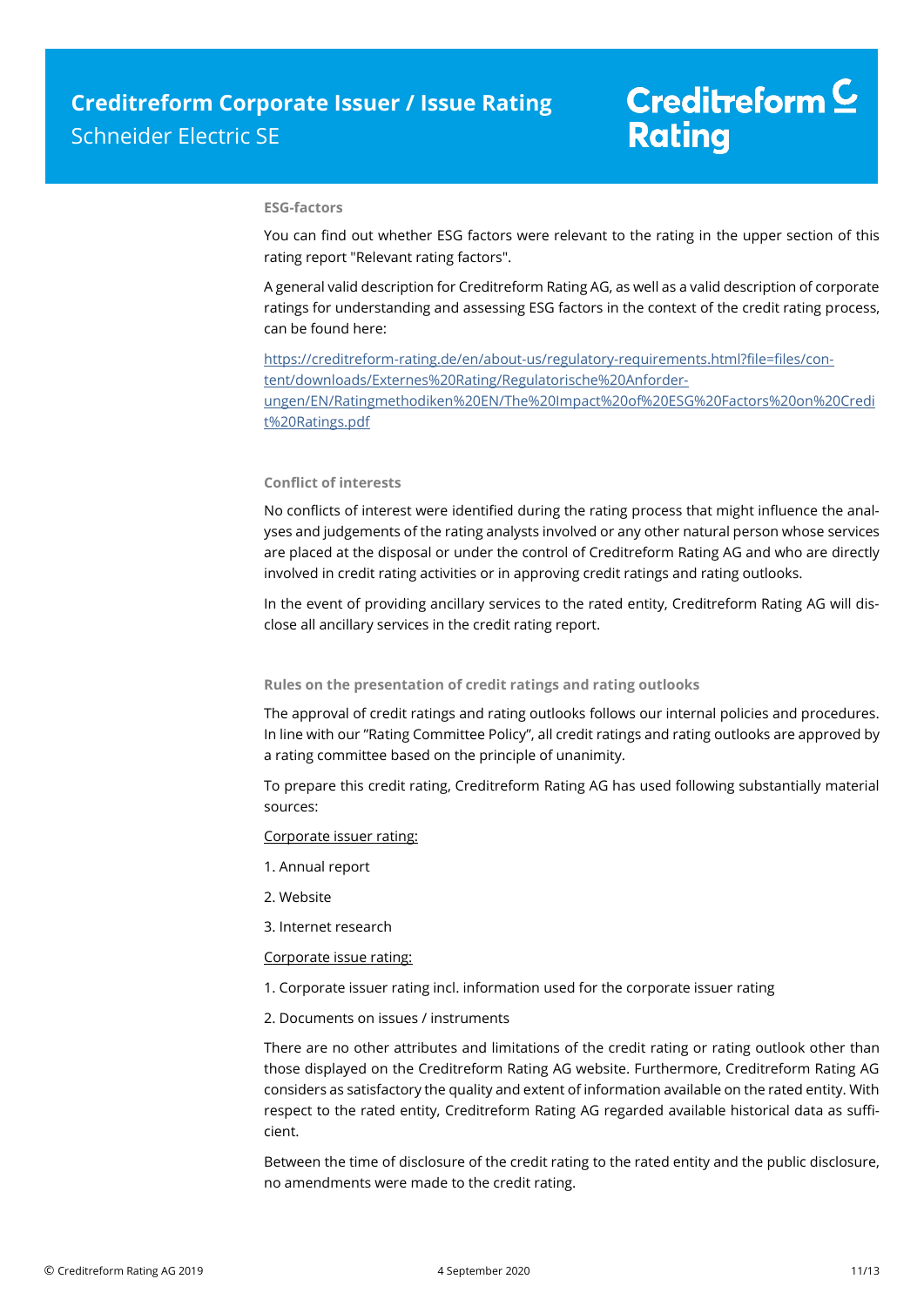### ESG-factors

You can find out whether ESG factors were relevant to the rating in the upper section of this rating report "Relevant rating factors".

A general valid description for Creditreform Rating AG, as well as a valid description of corporate ratings for understanding and assessing ESG factors in the context of the credit rating process, can be found here:

https://creditreform-rating.de/en/about-us/regulatory-requirements.html?file=files/content/downloads/Externes%20Rating/Regulatorische%20Anforderungen/EN/Ratingmethodiken%20EN/The%20Impact%20of%20ESG%20Factors%20on%20Credit%20Ratings.pdf

### Conflict of interests

No conflicts of interest were identified during the rating process that might influence the analyses and judgements of the rating analysts involved or any other natural person whose services are placed at the disposal or under the control of Creditreform Rating AG and who are directly involved in credit rating activities or in approving credit ratings and rating outlooks.

In the event of providing ancillary services to the rated entity, Creditreform Rating AG will disclose all ancillary services in the credit rating report.

### Rules on the presentation of credit ratings and rating outlooks

The approval of credit ratings and rating outlooks follows our internal policies and procedures. In line with our "Rating Committee Policy", all credit ratings and rating outlooks are approved by a rating committee based on the principle of unanimity.

To prepare this credit rating, Creditreform Rating AG has used following substantially material sources:

Corporate issuer rating:

1. Annual report
2. Website
3. Internet research

Corporate issue rating:

1. Corporate issuer rating incl. information used for the corporate issuer rating
2. Documents on issues / instruments

There are no other attributes and limitations of the credit rating or rating outlook other than those displayed on the Creditreform Rating AG website. Furthermore, Creditreform Rating AG considers as satisfactory the quality and extent of information available on the rated entity. With respect to the rated entity, Creditreform Rating AG regarded available historical data as sufficient.

Between the time of disclosure of the credit rating to the rated entity and the public disclosure, no amendments were made to the credit rating.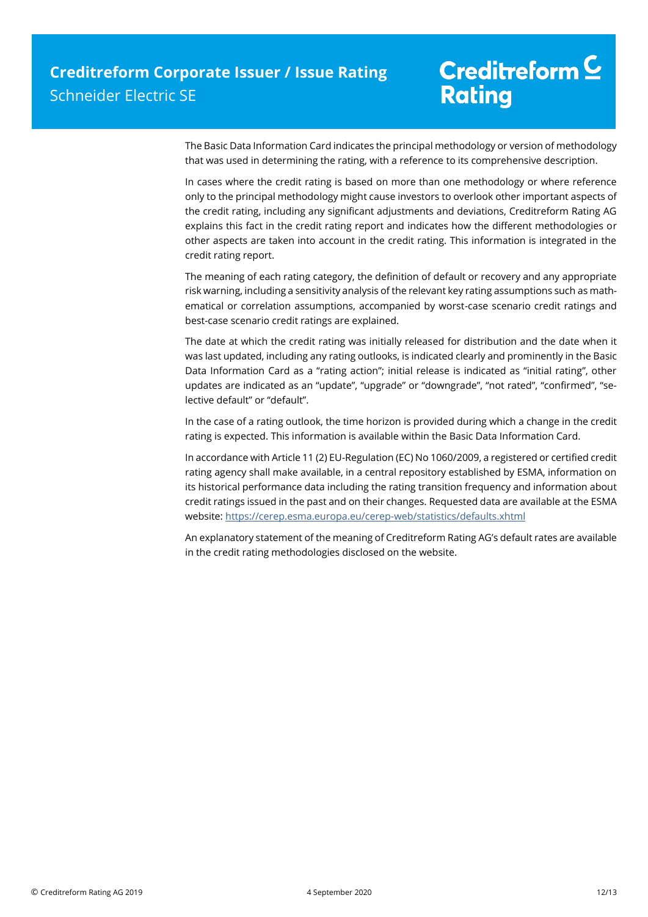The Basic Data Information Card indicates the principal methodology or version of methodology that was used in determining the rating, with a reference to its comprehensive description.

In cases where the credit rating is based on more than one methodology or where reference only to the principal methodology might cause investors to overlook other important aspects of the credit rating, including any significant adjustments and deviations, Creditreform Rating AG explains this fact in the credit rating report and indicates how the different methodologies or other aspects are taken into account in the credit rating. This information is integrated in the credit rating report.

The meaning of each rating category, the definition of default or recovery and any appropriate risk warning, including a sensitivity analysis of the relevant key rating assumptions such as mathematical or correlation assumptions, accompanied by worst-case scenario credit ratings and best-case scenario credit ratings are explained.

The date at which the credit rating was initially released for distribution and the date when it was last updated, including any rating outlooks, is indicated clearly and prominently in the Basic Data Information Card as a "rating action"; initial release is indicated as "initial rating", other updates are indicated as an "update", "upgrade" or "downgrade", "not rated", "confirmed", "selective default" or "default".

In the case of a rating outlook, the time horizon is provided during which a change in the credit rating is expected. This information is available within the Basic Data Information Card.

In accordance with Article 11 (2) EU-Regulation (EC) No 1060/2009, a registered or certified credit rating agency shall make available, in a central repository established by ESMA, information on its historical performance data including the rating transition frequency and information about credit ratings issued in the past and on their changes. Requested data are available at the ESMA website: https://cerep.esma.europa.eu/cerep-web/statistics/defaults.xhtml

An explanatory statement of the meaning of Creditreform Rating AG's default rates are available in the credit rating methodologies disclosed on the website.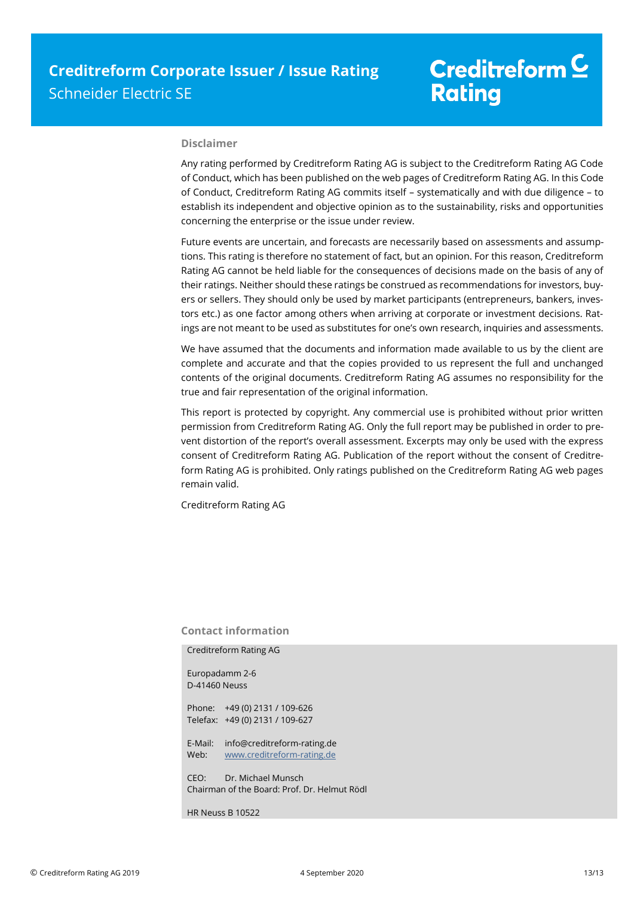## Disclaimer

Any rating performed by Creditreform Rating AG is subject to the Creditreform Rating AG Code of Conduct, which has been published on the web pages of Creditreform Rating AG. In this Code of Conduct, Creditreform Rating AG commits itself – systematically and with due diligence – to establish its independent and objective opinion as to the sustainability, risks and opportunities concerning the enterprise or the issue under review.

Future events are uncertain, and forecasts are necessarily based on assessments and assumptions. This rating is therefore no statement of fact, but an opinion. For this reason, Creditreform Rating AG cannot be held liable for the consequences of decisions made on the basis of any of their ratings. Neither should these ratings be construed as recommendations for investors, buyers or sellers. They should only be used by market participants (entrepreneurs, bankers, investors etc.) as one factor among others when arriving at corporate or investment decisions. Ratings are not meant to be used as substitutes for one's own research, inquiries and assessments.

We have assumed that the documents and information made available to us by the client are complete and accurate and that the copies provided to us represent the full and unchanged contents of the original documents. Creditreform Rating AG assumes no responsibility for the true and fair representation of the original information.

This report is protected by copyright. Any commercial use is prohibited without prior written permission from Creditreform Rating AG. Only the full report may be published in order to prevent distortion of the report's overall assessment. Excerpts may only be used with the express consent of Creditreform Rating AG. Publication of the report without the consent of Creditreform Rating AG is prohibited. Only ratings published on the Creditreform Rating AG web pages remain valid.

Creditreform Rating AG

## Contact information

Creditreform Rating AG

Europadamm 2-6
D-41460 Neuss

Phone: +49 (0) 2131 / 109-626
Telefax: +49 (0) 2131 / 109-627

E-Mail: info@creditreform-rating.de
Web: www.creditreform-rating.de

CEO: Dr. Michael Munsch
Chairman of the Board: Prof. Dr. Helmut Rödl

HR Neuss B 10522